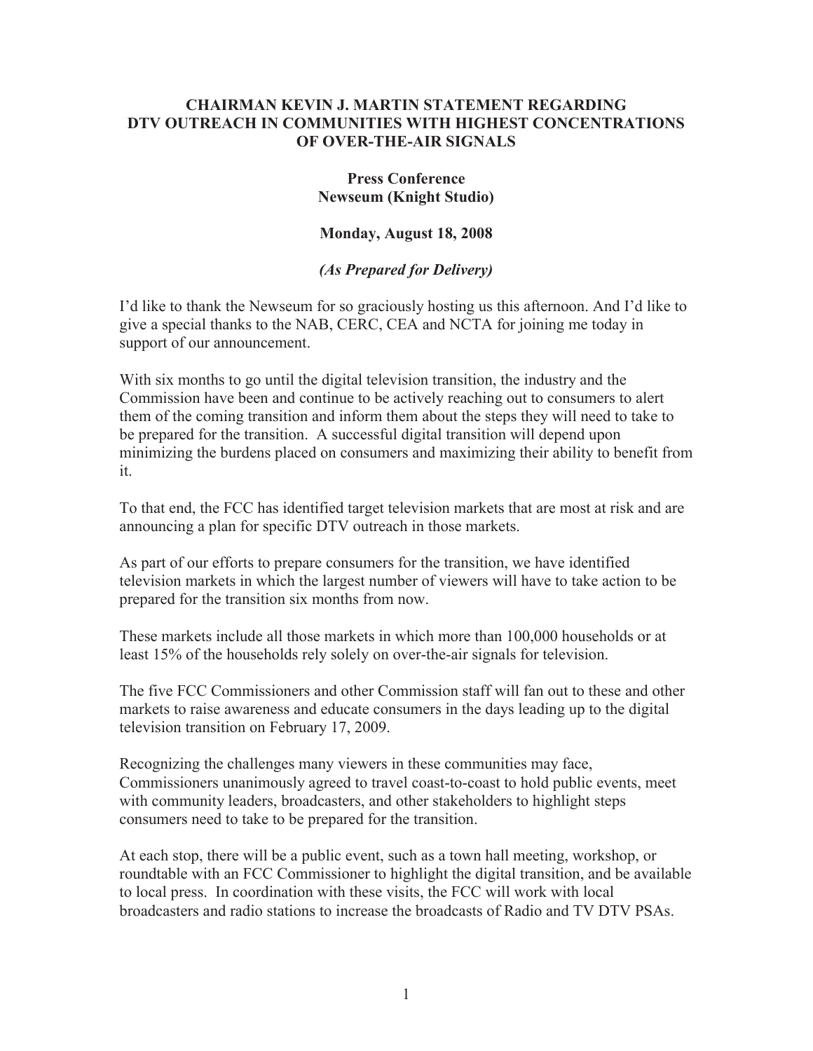# CHAIRMAN KEVIN J. MARTIN STATEMENT REGARDING DTV OUTREACH IN COMMUNITIES WITH HIGHEST CONCENTRATIONS OF OVER-THE-AIR SIGNALS

**Press Conference**
**Newseum (Knight Studio)**

**Monday, August 18, 2008**

***(As Prepared for Delivery)***

I'd like to thank the Newseum for so graciously hosting us this afternoon. And I'd like to give a special thanks to the NAB, CERC, CEA and NCTA for joining me today in support of our announcement.

With six months to go until the digital television transition, the industry and the Commission have been and continue to be actively reaching out to consumers to alert them of the coming transition and inform them about the steps they will need to take to be prepared for the transition. A successful digital transition will depend upon minimizing the burdens placed on consumers and maximizing their ability to benefit from it.

To that end, the FCC has identified target television markets that are most at risk and are announcing a plan for specific DTV outreach in those markets.

As part of our efforts to prepare consumers for the transition, we have identified television markets in which the largest number of viewers will have to take action to be prepared for the transition six months from now.

These markets include all those markets in which more than 100,000 households or at least 15% of the households rely solely on over-the-air signals for television.

The five FCC Commissioners and other Commission staff will fan out to these and other markets to raise awareness and educate consumers in the days leading up to the digital television transition on February 17, 2009.

Recognizing the challenges many viewers in these communities may face, Commissioners unanimously agreed to travel coast-to-coast to hold public events, meet with community leaders, broadcasters, and other stakeholders to highlight steps consumers need to take to be prepared for the transition.

At each stop, there will be a public event, such as a town hall meeting, workshop, or roundtable with an FCC Commissioner to highlight the digital transition, and be available to local press. In coordination with these visits, the FCC will work with local broadcasters and radio stations to increase the broadcasts of Radio and TV DTV PSAs.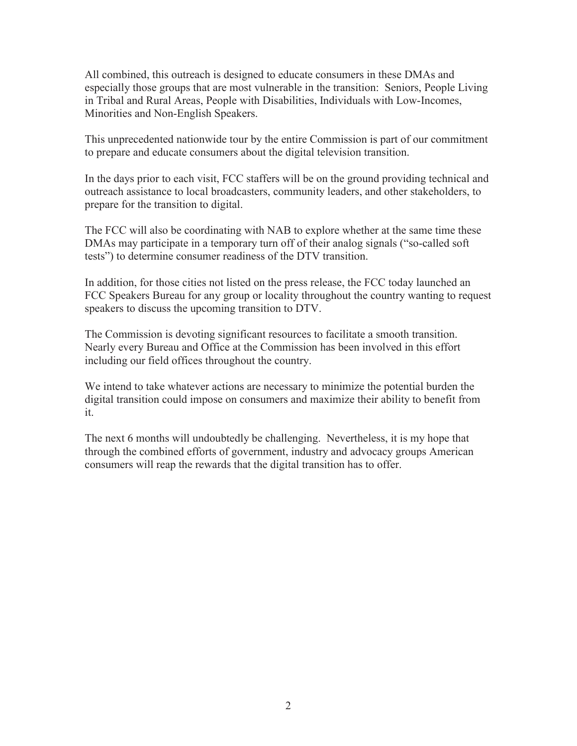All combined, this outreach is designed to educate consumers in these DMAs and especially those groups that are most vulnerable in the transition: Seniors, People Living in Tribal and Rural Areas, People with Disabilities, Individuals with Low-Incomes, Minorities and Non-English Speakers.

This unprecedented nationwide tour by the entire Commission is part of our commitment to prepare and educate consumers about the digital television transition.

In the days prior to each visit, FCC staffers will be on the ground providing technical and outreach assistance to local broadcasters, community leaders, and other stakeholders, to prepare for the transition to digital.

The FCC will also be coordinating with NAB to explore whether at the same time these DMAs may participate in a temporary turn off of their analog signals ("so-called soft tests") to determine consumer readiness of the DTV transition.

In addition, for those cities not listed on the press release, the FCC today launched an FCC Speakers Bureau for any group or locality throughout the country wanting to request speakers to discuss the upcoming transition to DTV.

The Commission is devoting significant resources to facilitate a smooth transition. Nearly every Bureau and Office at the Commission has been involved in this effort including our field offices throughout the country.

We intend to take whatever actions are necessary to minimize the potential burden the digital transition could impose on consumers and maximize their ability to benefit from it.

The next 6 months will undoubtedly be challenging. Nevertheless, it is my hope that through the combined efforts of government, industry and advocacy groups American consumers will reap the rewards that the digital transition has to offer.